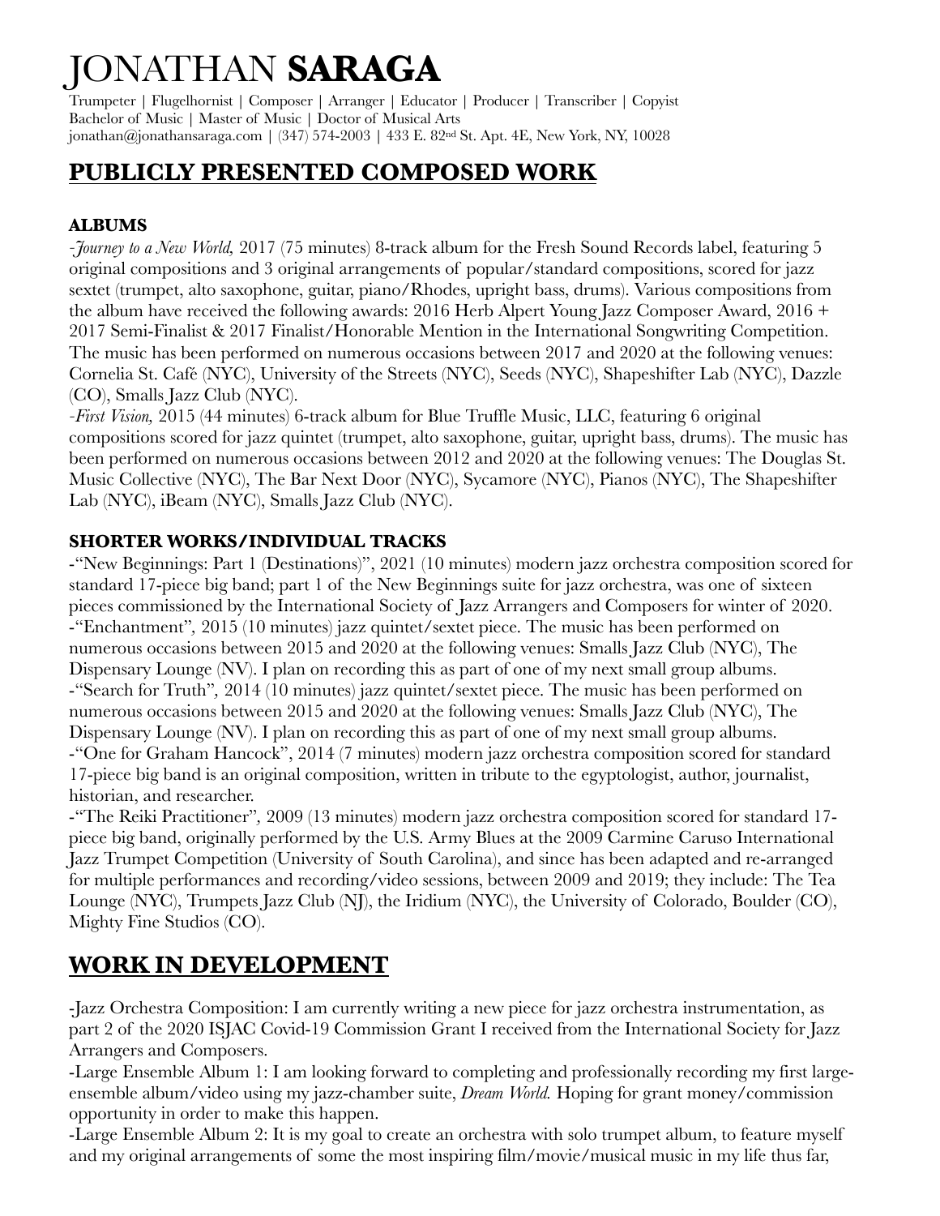# JONATHAN **SARAGA**

Trumpeter | Flugelhornist | Composer | Arranger | Educator | Producer | Transcriber | Copyist
Bachelor of Music | Master of Music | Doctor of Musical Arts
jonathan@jonathansaraga.com | (347) 574-2003 | 433 E. 82nd St. Apt. 4E, New York, NY, 10028

## PUBLICLY PRESENTED COMPOSED WORK

### ALBUMS

-*Journey to a New World,* 2017 (75 minutes) 8-track album for the Fresh Sound Records label, featuring 5 original compositions and 3 original arrangements of popular/standard compositions, scored for jazz sextet (trumpet, alto saxophone, guitar, piano/Rhodes, upright bass, drums). Various compositions from the album have received the following awards: 2016 Herb Alpert Young Jazz Composer Award, 2016 + 2017 Semi-Finalist & 2017 Finalist/Honorable Mention in the International Songwriting Competition. The music has been performed on numerous occasions between 2017 and 2020 at the following venues: Cornelia St. Café (NYC), University of the Streets (NYC), Seeds (NYC), Shapeshifter Lab (NYC), Dazzle (CO), Smalls Jazz Club (NYC).

-*First Vision,* 2015 (44 minutes) 6-track album for Blue Truffle Music, LLC, featuring 6 original compositions scored for jazz quintet (trumpet, alto saxophone, guitar, upright bass, drums). The music has been performed on numerous occasions between 2012 and 2020 at the following venues: The Douglas St. Music Collective (NYC), The Bar Next Door (NYC), Sycamore (NYC), Pianos (NYC), The Shapeshifter Lab (NYC), iBeam (NYC), Smalls Jazz Club (NYC).

### SHORTER WORKS/INDIVIDUAL TRACKS

-"New Beginnings: Part 1 (Destinations)", 2021 (10 minutes) modern jazz orchestra composition scored for standard 17-piece big band; part 1 of the New Beginnings suite for jazz orchestra, was one of sixteen pieces commissioned by the International Society of Jazz Arrangers and Composers for winter of 2020.

-"Enchantment", 2015 (10 minutes) jazz quintet/sextet piece. The music has been performed on numerous occasions between 2015 and 2020 at the following venues: Smalls Jazz Club (NYC), The Dispensary Lounge (NV). I plan on recording this as part of one of my next small group albums.

-"Search for Truth", 2014 (10 minutes) jazz quintet/sextet piece. The music has been performed on numerous occasions between 2015 and 2020 at the following venues: Smalls Jazz Club (NYC), The Dispensary Lounge (NV). I plan on recording this as part of one of my next small group albums.

-"One for Graham Hancock", 2014 (7 minutes) modern jazz orchestra composition scored for standard 17-piece big band is an original composition, written in tribute to the egyptologist, author, journalist, historian, and researcher.

-"The Reiki Practitioner", 2009 (13 minutes) modern jazz orchestra composition scored for standard 17-piece big band, originally performed by the U.S. Army Blues at the 2009 Carmine Caruso International Jazz Trumpet Competition (University of South Carolina), and since has been adapted and re-arranged for multiple performances and recording/video sessions, between 2009 and 2019; they include: The Tea Lounge (NYC), Trumpets Jazz Club (NJ), the Iridium (NYC), the University of Colorado, Boulder (CO), Mighty Fine Studios (CO).

## WORK IN DEVELOPMENT

-Jazz Orchestra Composition: I am currently writing a new piece for jazz orchestra instrumentation, as part 2 of the 2020 ISJAC Covid-19 Commission Grant I received from the International Society for Jazz Arrangers and Composers.

-Large Ensemble Album 1: I am looking forward to completing and professionally recording my first large-ensemble album/video using my jazz-chamber suite, *Dream World.* Hoping for grant money/commission opportunity in order to make this happen.

-Large Ensemble Album 2: It is my goal to create an orchestra with solo trumpet album, to feature myself and my original arrangements of some the most inspiring film/movie/musical music in my life thus far,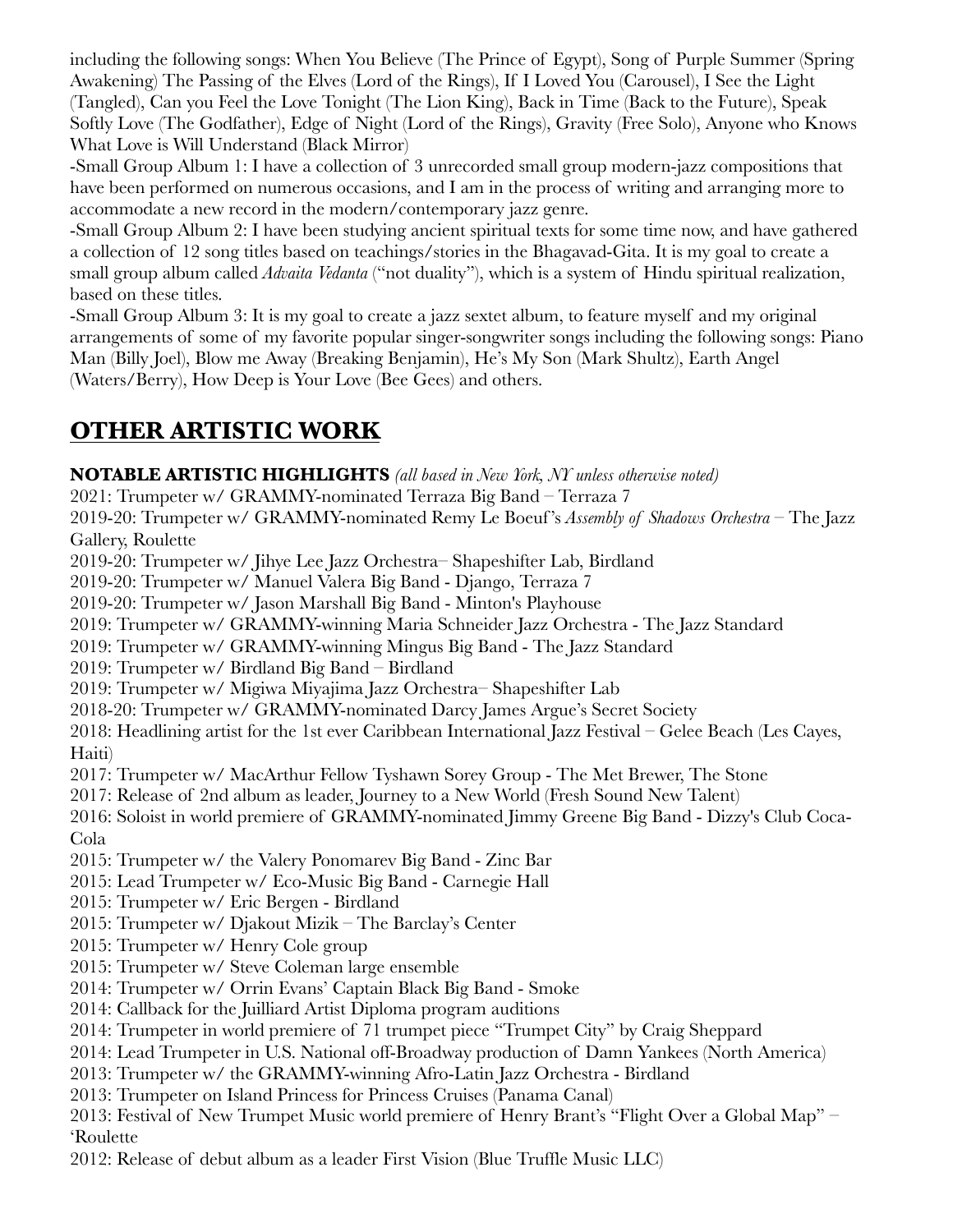including the following songs: When You Believe (The Prince of Egypt), Song of Purple Summer (Spring Awakening) The Passing of the Elves (Lord of the Rings), If I Loved You (Carousel), I See the Light (Tangled), Can you Feel the Love Tonight (The Lion King), Back in Time (Back to the Future), Speak Softly Love (The Godfather), Edge of Night (Lord of the Rings), Gravity (Free Solo), Anyone who Knows What Love is Will Understand (Black Mirror)

-Small Group Album 1: I have a collection of 3 unrecorded small group modern-jazz compositions that have been performed on numerous occasions, and I am in the process of writing and arranging more to accommodate a new record in the modern/contemporary jazz genre.

-Small Group Album 2: I have been studying ancient spiritual texts for some time now, and have gathered a collection of 12 song titles based on teachings/stories in the Bhagavad-Gita. It is my goal to create a small group album called *Advaita Vedanta* ("not duality"), which is a system of Hindu spiritual realization, based on these titles.

-Small Group Album 3: It is my goal to create a jazz sextet album, to feature myself and my original arrangements of some of my favorite popular singer-songwriter songs including the following songs: Piano Man (Billy Joel), Blow me Away (Breaking Benjamin), He's My Son (Mark Shultz), Earth Angel (Waters/Berry), How Deep is Your Love (Bee Gees) and others.

## OTHER ARTISTIC WORK

**NOTABLE ARTISTIC HIGHLIGHTS** *(all based in New York, NY unless otherwise noted)*

2021: Trumpeter w/ GRAMMY-nominated Terraza Big Band – Terraza 7
2019-20: Trumpeter w/ GRAMMY-nominated Remy Le Boeuf's *Assembly of Shadows Orchestra* – The Jazz Gallery, Roulette
2019-20: Trumpeter w/ Jihye Lee Jazz Orchestra– Shapeshifter Lab, Birdland
2019-20: Trumpeter w/ Manuel Valera Big Band - Django, Terraza 7
2019-20: Trumpeter w/ Jason Marshall Big Band - Minton's Playhouse
2019: Trumpeter w/ GRAMMY-winning Maria Schneider Jazz Orchestra - The Jazz Standard
2019: Trumpeter w/ GRAMMY-winning Mingus Big Band - The Jazz Standard
2019: Trumpeter w/ Birdland Big Band – Birdland
2019: Trumpeter w/ Migiwa Miyajima Jazz Orchestra– Shapeshifter Lab
2018-20: Trumpeter w/ GRAMMY-nominated Darcy James Argue's Secret Society
2018: Headlining artist for the 1st ever Caribbean International Jazz Festival – Gelee Beach (Les Cayes, Haiti)
2017: Trumpeter w/ MacArthur Fellow Tyshawn Sorey Group - The Met Brewer, The Stone
2017: Release of 2nd album as leader, Journey to a New World (Fresh Sound New Talent)
2016: Soloist in world premiere of GRAMMY-nominated Jimmy Greene Big Band - Dizzy's Club Coca-Cola
2015: Trumpeter w/ the Valery Ponomarev Big Band - Zinc Bar
2015: Lead Trumpeter w/ Eco-Music Big Band - Carnegie Hall
2015: Trumpeter w/ Eric Bergen - Birdland
2015: Trumpeter w/ Djakout Mizik – The Barclay's Center
2015: Trumpeter w/ Henry Cole group
2015: Trumpeter w/ Steve Coleman large ensemble
2014: Trumpeter w/ Orrin Evans' Captain Black Big Band - Smoke
2014: Callback for the Juilliard Artist Diploma program auditions
2014: Trumpeter in world premiere of 71 trumpet piece "Trumpet City" by Craig Sheppard
2014: Lead Trumpeter in U.S. National off-Broadway production of Damn Yankees (North America)
2013: Trumpeter w/ the GRAMMY-winning Afro-Latin Jazz Orchestra - Birdland
2013: Trumpeter on Island Princess for Princess Cruises (Panama Canal)
2013: Festival of New Trumpet Music world premiere of Henry Brant's "Flight Over a Global Map" – 'Roulette
2012: Release of debut album as a leader First Vision (Blue Truffle Music LLC)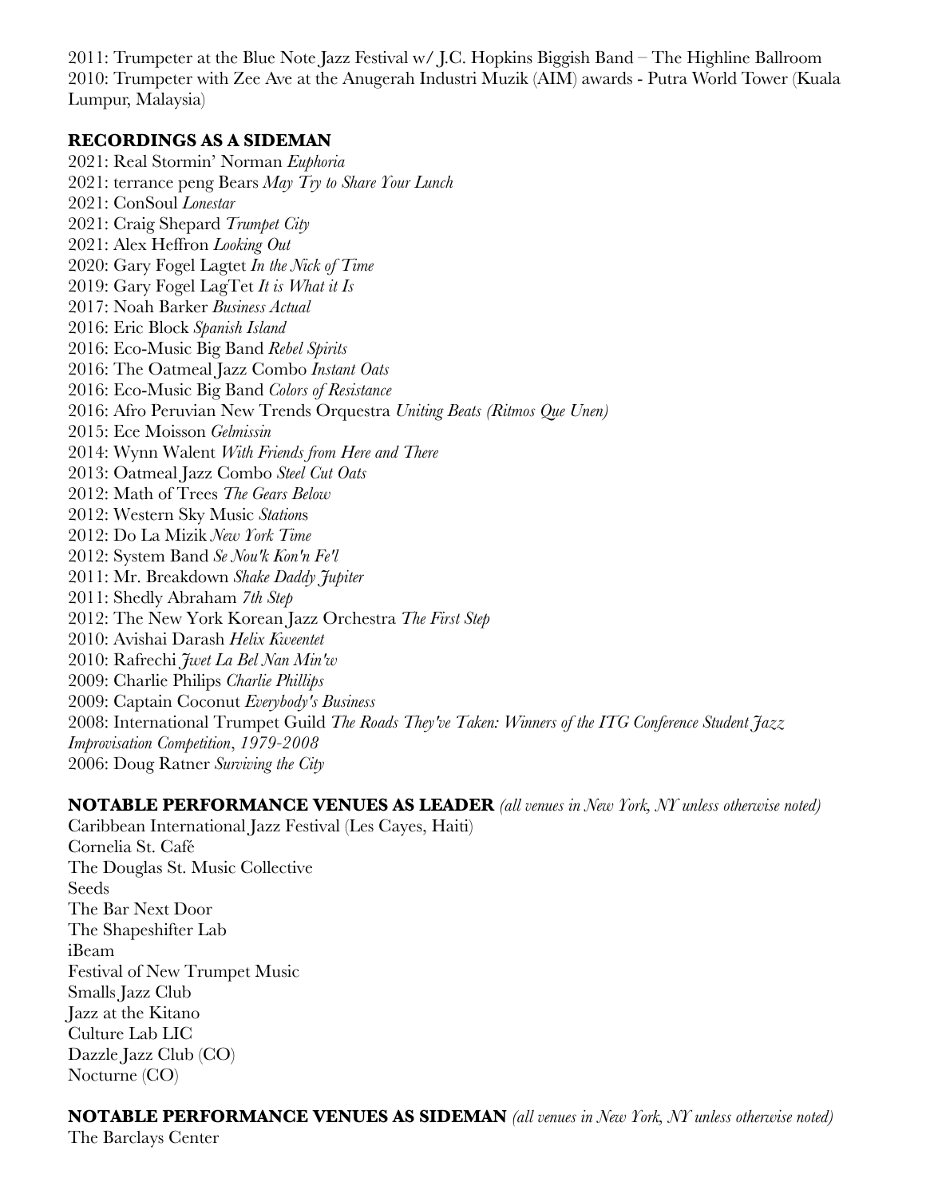2011: Trumpeter at the Blue Note Jazz Festival w/ J.C. Hopkins Biggish Band – The Highline Ballroom
2010: Trumpeter with Zee Ave at the Anugerah Industri Muzik (AIM) awards - Putra World Tower (Kuala Lumpur, Malaysia)

## RECORDINGS AS A SIDEMAN

2021: Real Stormin' Norman *Euphoria*
2021: terrance peng Bears *May Try to Share Your Lunch*
2021: ConSoul *Lonestar*
2021: Craig Shepard *Trumpet City*
2021: Alex Heffron *Looking Out*
2020: Gary Fogel Lagtet *In the Nick of Time*
2019: Gary Fogel LagTet *It is What it Is*
2017: Noah Barker *Business Actual*
2016: Eric Block *Spanish Island*
2016: Eco-Music Big Band *Rebel Spirits*
2016: The Oatmeal Jazz Combo *Instant Oats*
2016: Eco-Music Big Band *Colors of Resistance*
2016: Afro Peruvian New Trends Orquestra *Uniting Beats (Ritmos Que Unen)*
2015: Ece Moisson *Gelmissin*
2014: Wynn Walent *With Friends from Here and There*
2013: Oatmeal Jazz Combo *Steel Cut Oats*
2012: Math of Trees *The Gears Below*
2012: Western Sky Music *Station*s
2012: Do La Mizik *New York Time*
2012: System Band *Se Nou'k Kon'n Fe'l*
2011: Mr. Breakdown *Shake Daddy Jupiter*
2011: Shedly Abraham *7th Step*
2012: The New York Korean Jazz Orchestra *The First Step*
2010: Avishai Darash *Helix Kweentet*
2010: Rafrechi *Jwet La Bel Nan Min'w*
2009: Charlie Philips *Charlie Phillips*
2009: Captain Coconut *Everybody's Business*
2008: International Trumpet Guild *The Roads They've Taken: Winners of the ITG Conference Student Jazz Improvisation Competition, 1979-2008*
2006: Doug Ratner *Surviving the City*

## NOTABLE PERFORMANCE VENUES AS LEADER *(all venues in New York, NY unless otherwise noted)*

Caribbean International Jazz Festival (Les Cayes, Haiti)
Cornelia St. Café
The Douglas St. Music Collective
Seeds
The Bar Next Door
The Shapeshifter Lab
iBeam
Festival of New Trumpet Music
Smalls Jazz Club
Jazz at the Kitano
Culture Lab LIC
Dazzle Jazz Club (CO)
Nocturne (CO)

## NOTABLE PERFORMANCE VENUES AS SIDEMAN *(all venues in New York, NY unless otherwise noted)*

The Barclays Center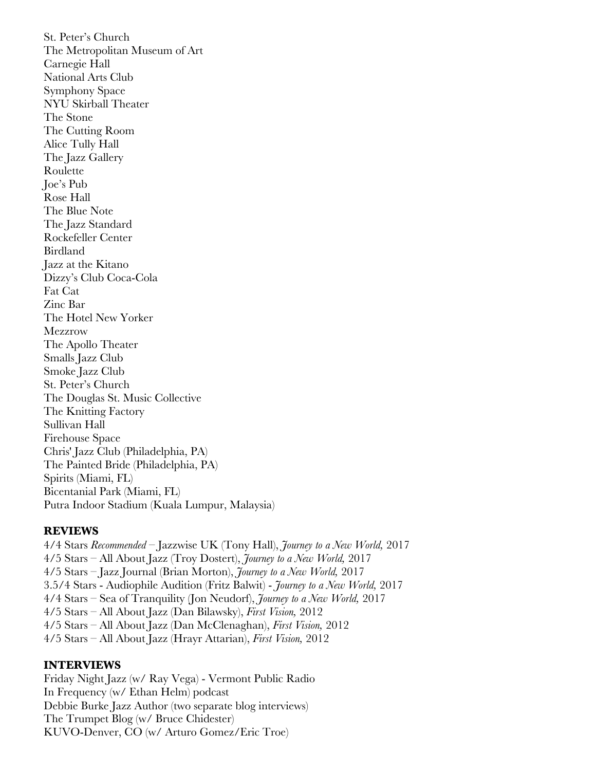St. Peter's Church
The Metropolitan Museum of Art
Carnegie Hall
National Arts Club
Symphony Space
NYU Skirball Theater
The Stone
The Cutting Room
Alice Tully Hall
The Jazz Gallery
Roulette
Joe's Pub
Rose Hall
The Blue Note
The Jazz Standard
Rockefeller Center
Birdland
Jazz at the Kitano
Dizzy's Club Coca-Cola
Fat Cat
Zinc Bar
The Hotel New Yorker
Mezzrow
The Apollo Theater
Smalls Jazz Club
Smoke Jazz Club
St. Peter's Church
The Douglas St. Music Collective
The Knitting Factory
Sullivan Hall
Firehouse Space
Chris' Jazz Club (Philadelphia, PA)
The Painted Bride (Philadelphia, PA)
Spirits (Miami, FL)
Bicentanial Park (Miami, FL)
Putra Indoor Stadium (Kuala Lumpur, Malaysia)

## REVIEWS

4/4 Stars *Recommended* – Jazzwise UK (Tony Hall), *Journey to a New World,* 2017
4/5 Stars – All About Jazz (Troy Dostert), *Journey to a New World,* 2017
4/5 Stars – Jazz Journal (Brian Morton), *Journey to a New World,* 2017
3.5/4 Stars - Audiophile Audition (Fritz Balwit) - *Journey to a New World,* 2017
4/4 Stars – Sea of Tranquility (Jon Neudorf), *Journey to a New World,* 2017
4/5 Stars – All About Jazz (Dan Bilawsky), *First Vision,* 2012
4/5 Stars – All About Jazz (Dan McClenaghan), *First Vision,* 2012
4/5 Stars – All About Jazz (Hrayr Attarian), *First Vision,* 2012

## INTERVIEWS

Friday Night Jazz (w/ Ray Vega) - Vermont Public Radio
In Frequency (w/ Ethan Helm) podcast
Debbie Burke Jazz Author (two separate blog interviews)
The Trumpet Blog (w/ Bruce Chidester)
KUVO-Denver, CO (w/ Arturo Gomez/Eric Troe)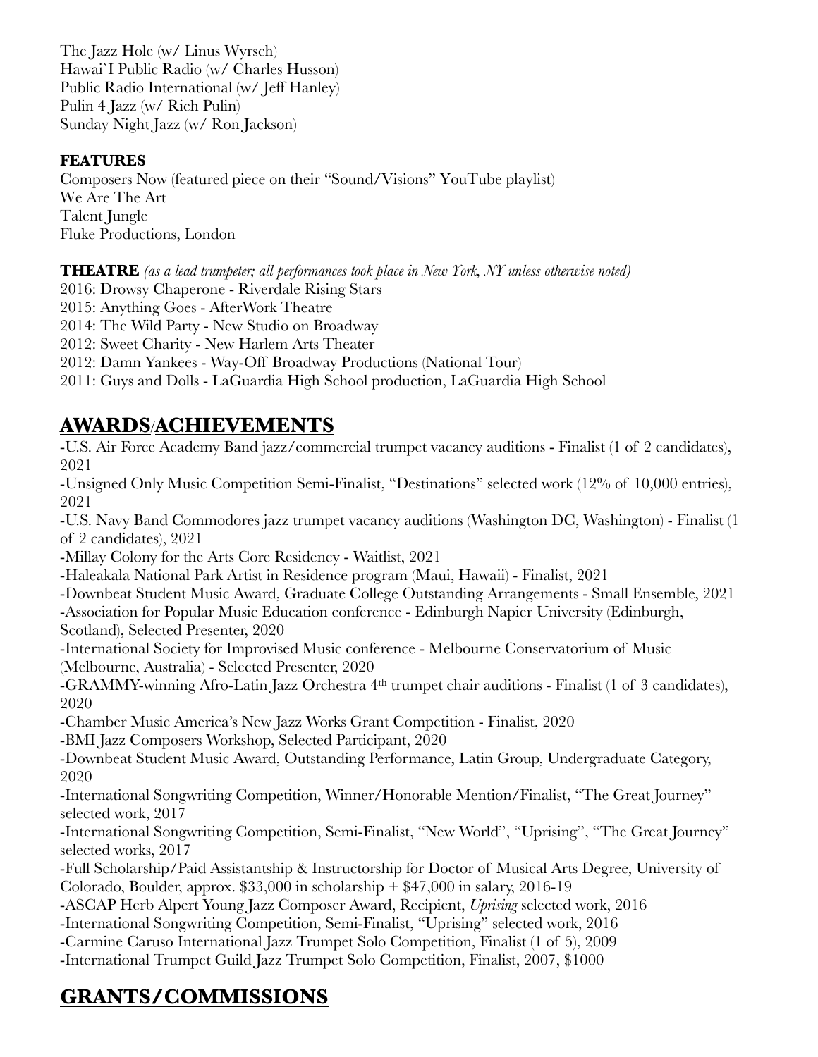The Jazz Hole (w/ Linus Wyrsch)
Hawai`I Public Radio (w/ Charles Husson)
Public Radio International (w/ Jeff Hanley)
Pulin 4 Jazz (w/ Rich Pulin)
Sunday Night Jazz (w/ Ron Jackson)

**FEATURES**
Composers Now (featured piece on their "Sound/Visions" YouTube playlist)
We Are The Art
Talent Jungle
Fluke Productions, London

**THEATRE** *(as a lead trumpeter; all performances took place in New York, NY unless otherwise noted)*
2016: Drowsy Chaperone - Riverdale Rising Stars
2015: Anything Goes - AfterWork Theatre
2014: The Wild Party - New Studio on Broadway
2012: Sweet Charity - New Harlem Arts Theater
2012: Damn Yankees - Way-Off Broadway Productions (National Tour)
2011: Guys and Dolls - LaGuardia High School production, LaGuardia High School

## AWARDS/ACHIEVEMENTS

-U.S. Air Force Academy Band jazz/commercial trumpet vacancy auditions - Finalist (1 of 2 candidates), 2021
-Unsigned Only Music Competition Semi-Finalist, "Destinations" selected work (12% of 10,000 entries), 2021
-U.S. Navy Band Commodores jazz trumpet vacancy auditions (Washington DC, Washington) - Finalist (1 of 2 candidates), 2021
-Millay Colony for the Arts Core Residency - Waitlist, 2021
-Haleakala National Park Artist in Residence program (Maui, Hawaii) - Finalist, 2021
-Downbeat Student Music Award, Graduate College Outstanding Arrangements - Small Ensemble, 2021
-Association for Popular Music Education conference - Edinburgh Napier University (Edinburgh, Scotland), Selected Presenter, 2020
-International Society for Improvised Music conference - Melbourne Conservatorium of Music (Melbourne, Australia) - Selected Presenter, 2020
-GRAMMY-winning Afro-Latin Jazz Orchestra 4th trumpet chair auditions - Finalist (1 of 3 candidates), 2020
-Chamber Music America's New Jazz Works Grant Competition - Finalist, 2020
-BMI Jazz Composers Workshop, Selected Participant, 2020
-Downbeat Student Music Award, Outstanding Performance, Latin Group, Undergraduate Category, 2020
-International Songwriting Competition, Winner/Honorable Mention/Finalist, "The Great Journey" selected work, 2017
-International Songwriting Competition, Semi-Finalist, "New World", "Uprising", "The Great Journey" selected works, 2017
-Full Scholarship/Paid Assistantship & Instructorship for Doctor of Musical Arts Degree, University of Colorado, Boulder, approx. $33,000 in scholarship + $47,000 in salary, 2016-19
-ASCAP Herb Alpert Young Jazz Composer Award, Recipient, *Uprising* selected work, 2016
-International Songwriting Competition, Semi-Finalist, "Uprising" selected work, 2016
-Carmine Caruso International Jazz Trumpet Solo Competition, Finalist (1 of 5), 2009
-International Trumpet Guild Jazz Trumpet Solo Competition, Finalist, 2007, $1000

## GRANTS/COMMISSIONS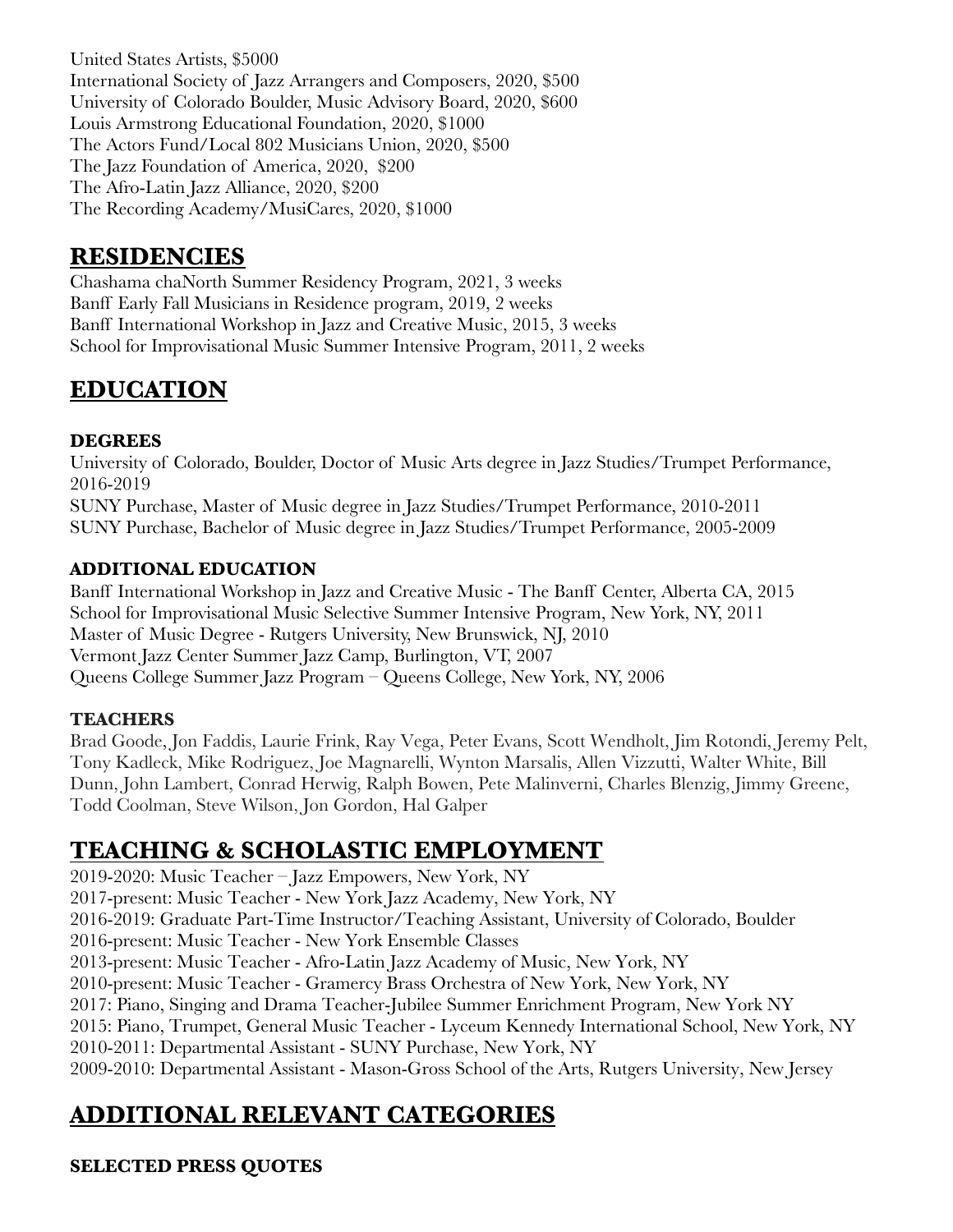United States Artists, $5000
International Society of Jazz Arrangers and Composers, 2020, $500
University of Colorado Boulder, Music Advisory Board, 2020, $600
Louis Armstrong Educational Foundation, 2020, $1000
The Actors Fund/Local 802 Musicians Union, 2020, $500
The Jazz Foundation of America, 2020, $200
The Afro-Latin Jazz Alliance, 2020, $200
The Recording Academy/MusiCares, 2020, $1000

## RESIDENCIES

Chashama chaNorth Summer Residency Program, 2021, 3 weeks
Banff Early Fall Musicians in Residence program, 2019, 2 weeks
Banff International Workshop in Jazz and Creative Music, 2015, 3 weeks
School for Improvisational Music Summer Intensive Program, 2011, 2 weeks

## EDUCATION

### DEGREES

University of Colorado, Boulder, Doctor of Music Arts degree in Jazz Studies/Trumpet Performance, 2016-2019
SUNY Purchase, Master of Music degree in Jazz Studies/Trumpet Performance, 2010-2011
SUNY Purchase, Bachelor of Music degree in Jazz Studies/Trumpet Performance, 2005-2009

### ADDITIONAL EDUCATION

Banff International Workshop in Jazz and Creative Music - The Banff Center, Alberta CA, 2015
School for Improvisational Music Selective Summer Intensive Program, New York, NY, 2011
Master of Music Degree - Rutgers University, New Brunswick, NJ, 2010
Vermont Jazz Center Summer Jazz Camp, Burlington, VT, 2007
Queens College Summer Jazz Program – Queens College, New York, NY, 2006

### TEACHERS

Brad Goode, Jon Faddis, Laurie Frink, Ray Vega, Peter Evans, Scott Wendholt, Jim Rotondi, Jeremy Pelt, Tony Kadleck, Mike Rodriguez, Joe Magnarelli, Wynton Marsalis, Allen Vizzutti, Walter White, Bill Dunn, John Lambert, Conrad Herwig, Ralph Bowen, Pete Malinverni, Charles Blenzig, Jimmy Greene, Todd Coolman, Steve Wilson, Jon Gordon, Hal Galper

## TEACHING & SCHOLASTIC EMPLOYMENT

2019-2020: Music Teacher – Jazz Empowers, New York, NY
2017-present: Music Teacher - New York Jazz Academy, New York, NY
2016-2019: Graduate Part-Time Instructor/Teaching Assistant, University of Colorado, Boulder
2016-present: Music Teacher - New York Ensemble Classes
2013-present: Music Teacher - Afro-Latin Jazz Academy of Music, New York, NY
2010-present: Music Teacher - Gramercy Brass Orchestra of New York, New York, NY
2017: Piano, Singing and Drama Teacher-Jubilee Summer Enrichment Program, New York NY
2015: Piano, Trumpet, General Music Teacher - Lyceum Kennedy International School, New York, NY
2010-2011: Departmental Assistant - SUNY Purchase, New York, NY
2009-2010: Departmental Assistant - Mason-Gross School of the Arts, Rutgers University, New Jersey

## ADDITIONAL RELEVANT CATEGORIES

### SELECTED PRESS QUOTES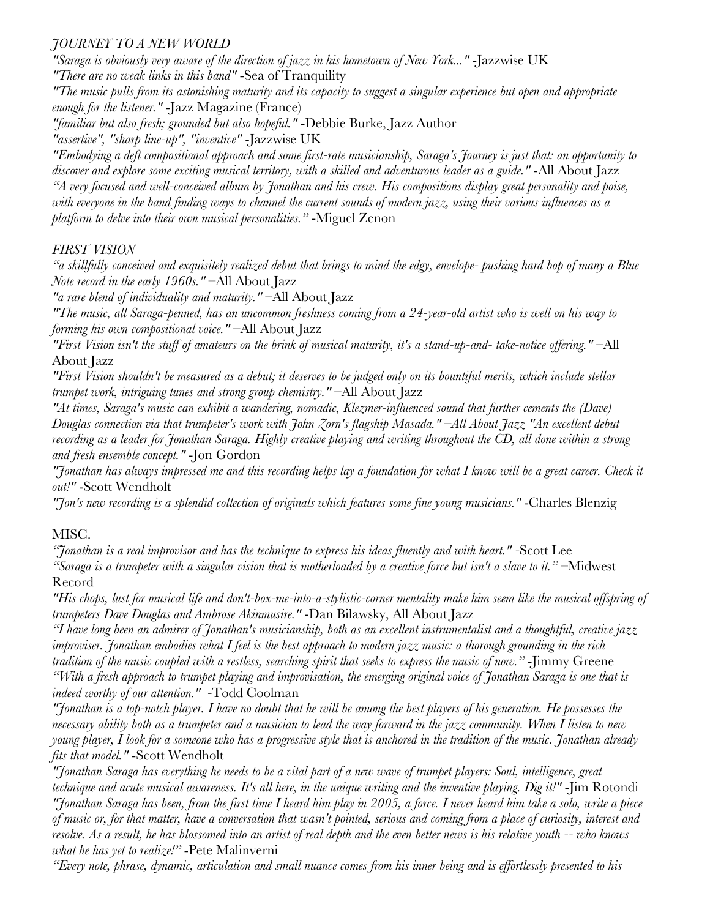*JOURNEY TO A NEW WORLD*

*"Saraga is obviously very aware of the direction of jazz in his hometown of New York..."* -Jazzwise UK

*"There are no weak links in this band"* -Sea of Tranquility

*"The music pulls from its astonishing maturity and its capacity to suggest a singular experience but open and appropriate enough for the listener."* -Jazz Magazine (France)

*"familiar but also fresh; grounded but also hopeful."* -Debbie Burke, Jazz Author

*"assertive", "sharp line-up", "inventive"* -Jazzwise UK

*"Embodying a deft compositional approach and some first-rate musicianship, Saraga's Journey is just that: an opportunity to discover and explore some exciting musical territory, with a skilled and adventurous leader as a guide."* -All About Jazz

*"A very focused and well-conceived album by Jonathan and his crew. His compositions display great personality and poise, with everyone in the band finding ways to channel the current sounds of modern jazz, using their various influences as a platform to delve into their own musical personalities."* -Miguel Zenon

*FIRST VISION*

*"a skillfully conceived and exquisitely realized debut that brings to mind the edgy, envelope- pushing hard bop of many a Blue Note record in the early 1960s."* –All About Jazz

*"a rare blend of individuality and maturity."* –All About Jazz

*"The music, all Saraga-penned, has an uncommon freshness coming from a 24-year-old artist who is well on his way to forming his own compositional voice."* –All About Jazz

*"First Vision isn't the stuff of amateurs on the brink of musical maturity, it's a stand-up-and- take-notice offering."* –All About Jazz

*"First Vision shouldn't be measured as a debut; it deserves to be judged only on its bountiful merits, which include stellar trumpet work, intriguing tunes and strong group chemistry."* –All About Jazz

*"At times, Saraga's music can exhibit a wandering, nomadic, Klezmer-influenced sound that further cements the (Dave) Douglas connection via that trumpeter's work with John Zorn's flagship Masada." –All About Jazz "An excellent debut recording as a leader for Jonathan Saraga. Highly creative playing and writing throughout the CD, all done within a strong and fresh ensemble concept."* -Jon Gordon

*"Jonathan has always impressed me and this recording helps lay a foundation for what I know will be a great career. Check it out!"* -Scott Wendholt

*"Jon's new recording is a splendid collection of originals which features some fine young musicians."* -Charles Blenzig

MISC.

*"Jonathan is a real improvisor and has the technique to express his ideas fluently and with heart."* -Scott Lee

*"Saraga is a trumpeter with a singular vision that is motherloaded by a creative force but isn't a slave to it."* –Midwest Record

*"His chops, lust for musical life and don't-box-me-into-a-stylistic-corner mentality make him seem like the musical offspring of trumpeters Dave Douglas and Ambrose Akinmusire."* -Dan Bilawsky, All About Jazz

*"I have long been an admirer of Jonathan's musicianship, both as an excellent instrumentalist and a thoughtful, creative jazz improviser. Jonathan embodies what I feel is the best approach to modern jazz music: a thorough grounding in the rich tradition of the music coupled with a restless, searching spirit that seeks to express the music of now."* -Jimmy Greene

*"With a fresh approach to trumpet playing and improvisation, the emerging original voice of Jonathan Saraga is one that is indeed worthy of our attention."* -Todd Coolman

*"Jonathan is a top-notch player. I have no doubt that he will be among the best players of his generation. He possesses the necessary ability both as a trumpeter and a musician to lead the way forward in the jazz community. When I listen to new young player, I look for a someone who has a progressive style that is anchored in the tradition of the music. Jonathan already fits that model."* -Scott Wendholt

*"Jonathan Saraga has everything he needs to be a vital part of a new wave of trumpet players: Soul, intelligence, great technique and acute musical awareness. It's all here, in the unique writing and the inventive playing. Dig it!"* -Jim Rotondi

*"Jonathan Saraga has been, from the first time I heard him play in 2005, a force. I never heard him take a solo, write a piece of music or, for that matter, have a conversation that wasn't pointed, serious and coming from a place of curiosity, interest and resolve. As a result, he has blossomed into an artist of real depth and the even better news is his relative youth -- who knows what he has yet to realize!"* -Pete Malinverni

*"Every note, phrase, dynamic, articulation and small nuance comes from his inner being and is effortlessly presented to his*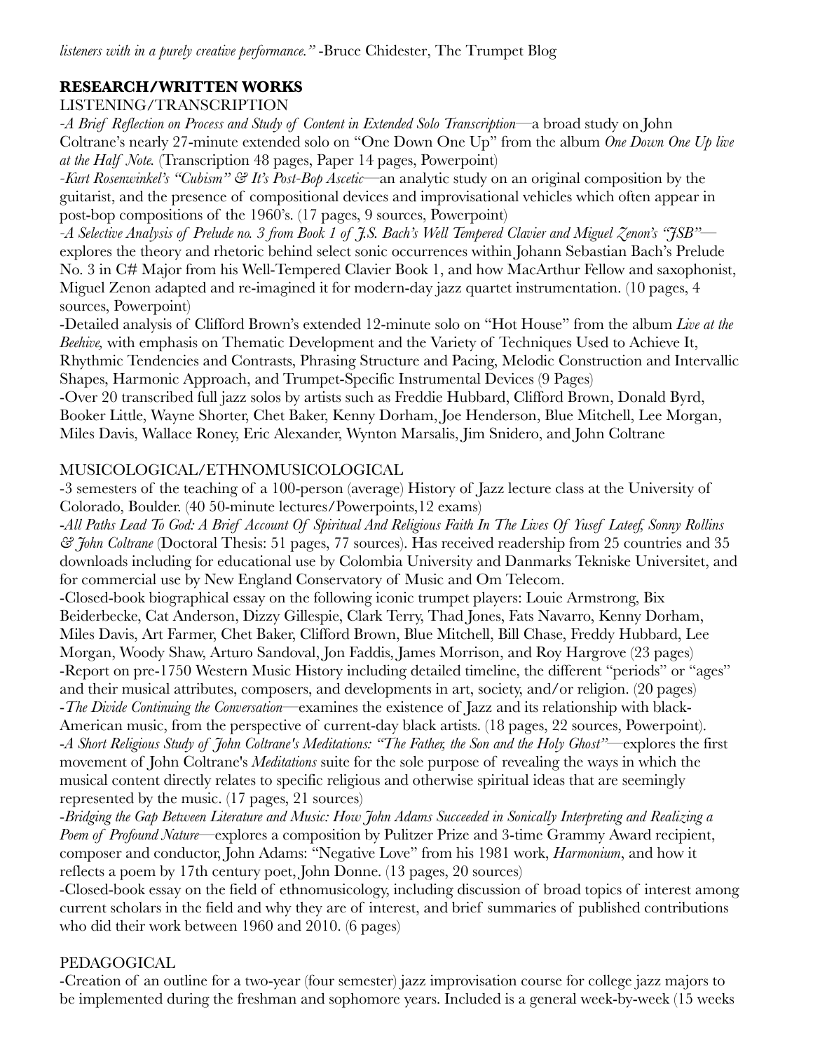*listeners with in a purely creative performance."* -Bruce Chidester, The Trumpet Blog

## RESEARCH/WRITTEN WORKS

### LISTENING/TRANSCRIPTION

-*A Brief Reflection on Process and Study of Content in Extended Solo Transcription*—a broad study on John Coltrane's nearly 27-minute extended solo on "One Down One Up" from the album *One Down One Up live at the Half Note.* (Transcription 48 pages, Paper 14 pages, Powerpoint)

-*Kurt Rosenwinkel's "Cubism" & It's Post-Bop Ascetic*—an analytic study on an original composition by the guitarist, and the presence of compositional devices and improvisational vehicles which often appear in post-bop compositions of the 1960's. (17 pages, 9 sources, Powerpoint)

-*A Selective Analysis of Prelude no. 3 from Book 1 of J.S. Bach's Well Tempered Clavier and Miguel Zenon's "JSB"*—explores the theory and rhetoric behind select sonic occurrences within Johann Sebastian Bach's Prelude No. 3 in C# Major from his Well-Tempered Clavier Book 1, and how MacArthur Fellow and saxophonist, Miguel Zenon adapted and re-imagined it for modern-day jazz quartet instrumentation. (10 pages, 4 sources, Powerpoint)

-Detailed analysis of Clifford Brown's extended 12-minute solo on "Hot House" from the album *Live at the Beehive,* with emphasis on Thematic Development and the Variety of Techniques Used to Achieve It, Rhythmic Tendencies and Contrasts, Phrasing Structure and Pacing, Melodic Construction and Intervallic Shapes, Harmonic Approach, and Trumpet-Specific Instrumental Devices (9 Pages)

-Over 20 transcribed full jazz solos by artists such as Freddie Hubbard, Clifford Brown, Donald Byrd, Booker Little, Wayne Shorter, Chet Baker, Kenny Dorham, Joe Henderson, Blue Mitchell, Lee Morgan, Miles Davis, Wallace Roney, Eric Alexander, Wynton Marsalis, Jim Snidero, and John Coltrane

### MUSICOLOGICAL/ETHNOMUSICOLOGICAL

-3 semesters of the teaching of a 100-person (average) History of Jazz lecture class at the University of Colorado, Boulder. (40 50-minute lectures/Powerpoints,12 exams)

-*All Paths Lead To God: A Brief Account Of Spiritual And Religious Faith In The Lives Of Yusef Lateef, Sonny Rollins & John Coltrane* (Doctoral Thesis: 51 pages, 77 sources). Has received readership from 25 countries and 35 downloads including for educational use by Colombia University and Danmarks Tekniske Universitet, and for commercial use by New England Conservatory of Music and Om Telecom.

-Closed-book biographical essay on the following iconic trumpet players: Louie Armstrong, Bix Beiderbecke, Cat Anderson, Dizzy Gillespie, Clark Terry, Thad Jones, Fats Navarro, Kenny Dorham, Miles Davis, Art Farmer, Chet Baker, Clifford Brown, Blue Mitchell, Bill Chase, Freddy Hubbard, Lee Morgan, Woody Shaw, Arturo Sandoval, Jon Faddis, James Morrison, and Roy Hargrove (23 pages)

-Report on pre-1750 Western Music History including detailed timeline, the different "periods" or "ages" and their musical attributes, composers, and developments in art, society, and/or religion. (20 pages)

-*The Divide Continuing the Conversation*—examines the existence of Jazz and its relationship with black-American music, from the perspective of current-day black artists. (18 pages, 22 sources, Powerpoint).

-*A Short Religious Study of John Coltrane's Meditations: "The Father, the Son and the Holy Ghost"*—explores the first movement of John Coltrane's *Meditations* suite for the sole purpose of revealing the ways in which the musical content directly relates to specific religious and otherwise spiritual ideas that are seemingly represented by the music. (17 pages, 21 sources)

-*Bridging the Gap Between Literature and Music: How John Adams Succeeded in Sonically Interpreting and Realizing a Poem of Profound Nature*—explores a composition by Pulitzer Prize and 3-time Grammy Award recipient, composer and conductor, John Adams: "Negative Love" from his 1981 work, *Harmonium*, and how it reflects a poem by 17th century poet, John Donne. (13 pages, 20 sources)

-Closed-book essay on the field of ethnomusicology, including discussion of broad topics of interest among current scholars in the field and why they are of interest, and brief summaries of published contributions who did their work between 1960 and 2010. (6 pages)

### PEDAGOGICAL

-Creation of an outline for a two-year (four semester) jazz improvisation course for college jazz majors to be implemented during the freshman and sophomore years. Included is a general week-by-week (15 weeks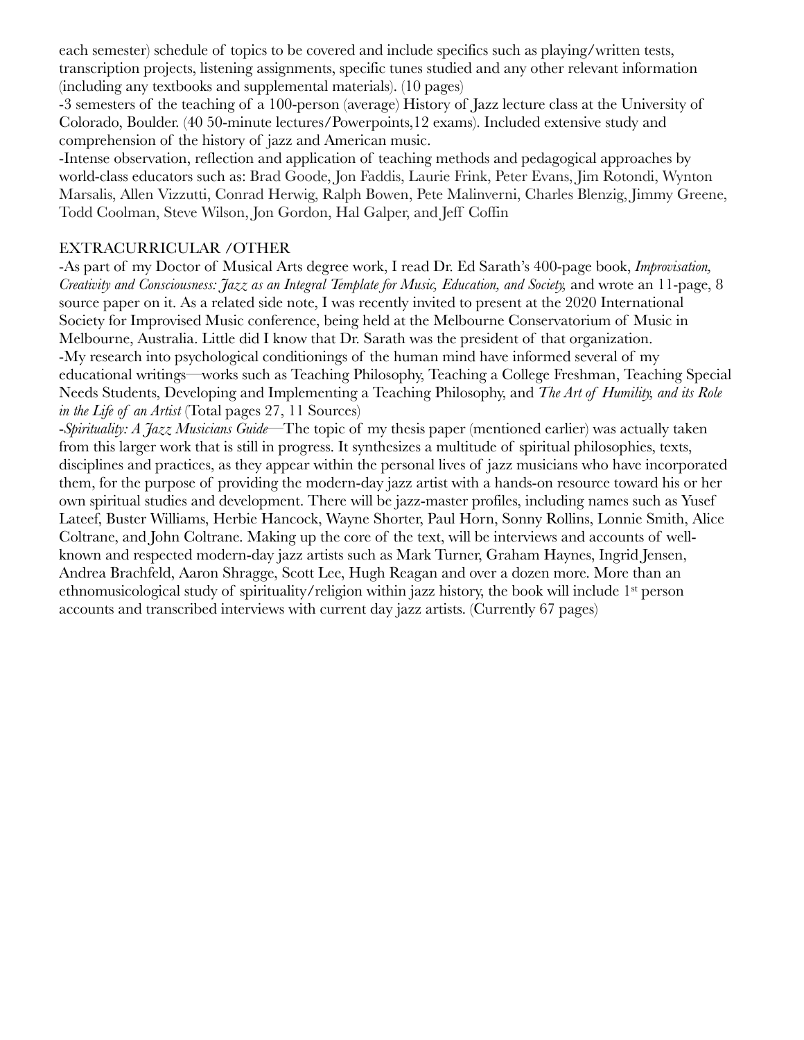each semester) schedule of topics to be covered and include specifics such as playing/written tests, transcription projects, listening assignments, specific tunes studied and any other relevant information (including any textbooks and supplemental materials). (10 pages)

-3 semesters of the teaching of a 100-person (average) History of Jazz lecture class at the University of Colorado, Boulder. (40 50-minute lectures/Powerpoints,12 exams). Included extensive study and comprehension of the history of jazz and American music.

-Intense observation, reflection and application of teaching methods and pedagogical approaches by world-class educators such as: Brad Goode, Jon Faddis, Laurie Frink, Peter Evans, Jim Rotondi, Wynton Marsalis, Allen Vizzutti, Conrad Herwig, Ralph Bowen, Pete Malinverni, Charles Blenzig, Jimmy Greene, Todd Coolman, Steve Wilson, Jon Gordon, Hal Galper, and Jeff Coffin

EXTRACURRICULAR /OTHER

-As part of my Doctor of Musical Arts degree work, I read Dr. Ed Sarath's 400-page book, *Improvisation, Creativity and Consciousness: Jazz as an Integral Template for Music, Education, and Society,* and wrote an 11-page, 8 source paper on it. As a related side note, I was recently invited to present at the 2020 International Society for Improvised Music conference, being held at the Melbourne Conservatorium of Music in Melbourne, Australia. Little did I know that Dr. Sarath was the president of that organization.

-My research into psychological conditionings of the human mind have informed several of my educational writings—works such as Teaching Philosophy, Teaching a College Freshman, Teaching Special Needs Students, Developing and Implementing a Teaching Philosophy, and *The Art of Humility, and its Role in the Life of an Artist* (Total pages 27, 11 Sources)

-*Spirituality: A Jazz Musicians Guide*—The topic of my thesis paper (mentioned earlier) was actually taken from this larger work that is still in progress. It synthesizes a multitude of spiritual philosophies, texts, disciplines and practices, as they appear within the personal lives of jazz musicians who have incorporated them, for the purpose of providing the modern-day jazz artist with a hands-on resource toward his or her own spiritual studies and development. There will be jazz-master profiles, including names such as Yusef Lateef, Buster Williams, Herbie Hancock, Wayne Shorter, Paul Horn, Sonny Rollins, Lonnie Smith, Alice Coltrane, and John Coltrane. Making up the core of the text, will be interviews and accounts of well-known and respected modern-day jazz artists such as Mark Turner, Graham Haynes, Ingrid Jensen, Andrea Brachfeld, Aaron Shragge, Scott Lee, Hugh Reagan and over a dozen more. More than an ethnomusicological study of spirituality/religion within jazz history, the book will include 1st person accounts and transcribed interviews with current day jazz artists. (Currently 67 pages)